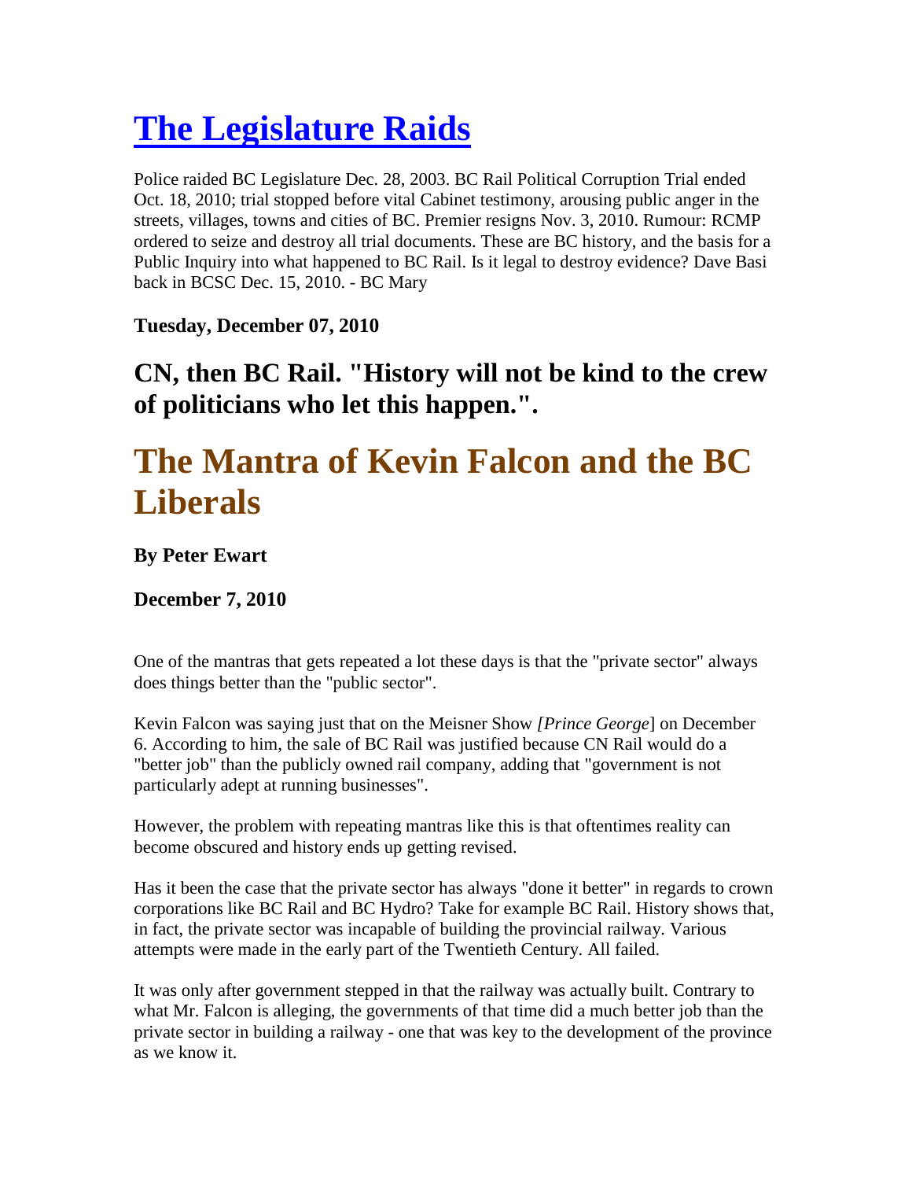# The Legislature Raids

Police raided BC Legislature Dec. 28, 2003. BC Rail Political Corruption Trial ended Oct. 18, 2010; trial stopped before vital Cabinet testimony, arousing public anger in the streets, villages, towns and cities of BC. Premier resigns Nov. 3, 2010. Rumour: RCMP ordered to seize and destroy all trial documents. These are BC history, and the basis for a Public Inquiry into what happened to BC Rail. Is it legal to destroy evidence? Dave Basi back in BCSC Dec. 15, 2010. - BC Mary

**Tuesday, December 07, 2010**

## CN, then BC Rail. "History will not be kind to the crew of politicians who let this happen.".

# The Mantra of Kevin Falcon and the BC Liberals

**By Peter Ewart**

**December 7, 2010**

One of the mantras that gets repeated a lot these days is that the "private sector" always does things better than the "public sector".

Kevin Falcon was saying just that on the Meisner Show *[Prince George*] on December 6. According to him, the sale of BC Rail was justified because CN Rail would do a "better job" than the publicly owned rail company, adding that "government is not particularly adept at running businesses".

However, the problem with repeating mantras like this is that oftentimes reality can become obscured and history ends up getting revised.

Has it been the case that the private sector has always "done it better" in regards to crown corporations like BC Rail and BC Hydro? Take for example BC Rail. History shows that, in fact, the private sector was incapable of building the provincial railway. Various attempts were made in the early part of the Twentieth Century. All failed.

It was only after government stepped in that the railway was actually built. Contrary to what Mr. Falcon is alleging, the governments of that time did a much better job than the private sector in building a railway - one that was key to the development of the province as we know it.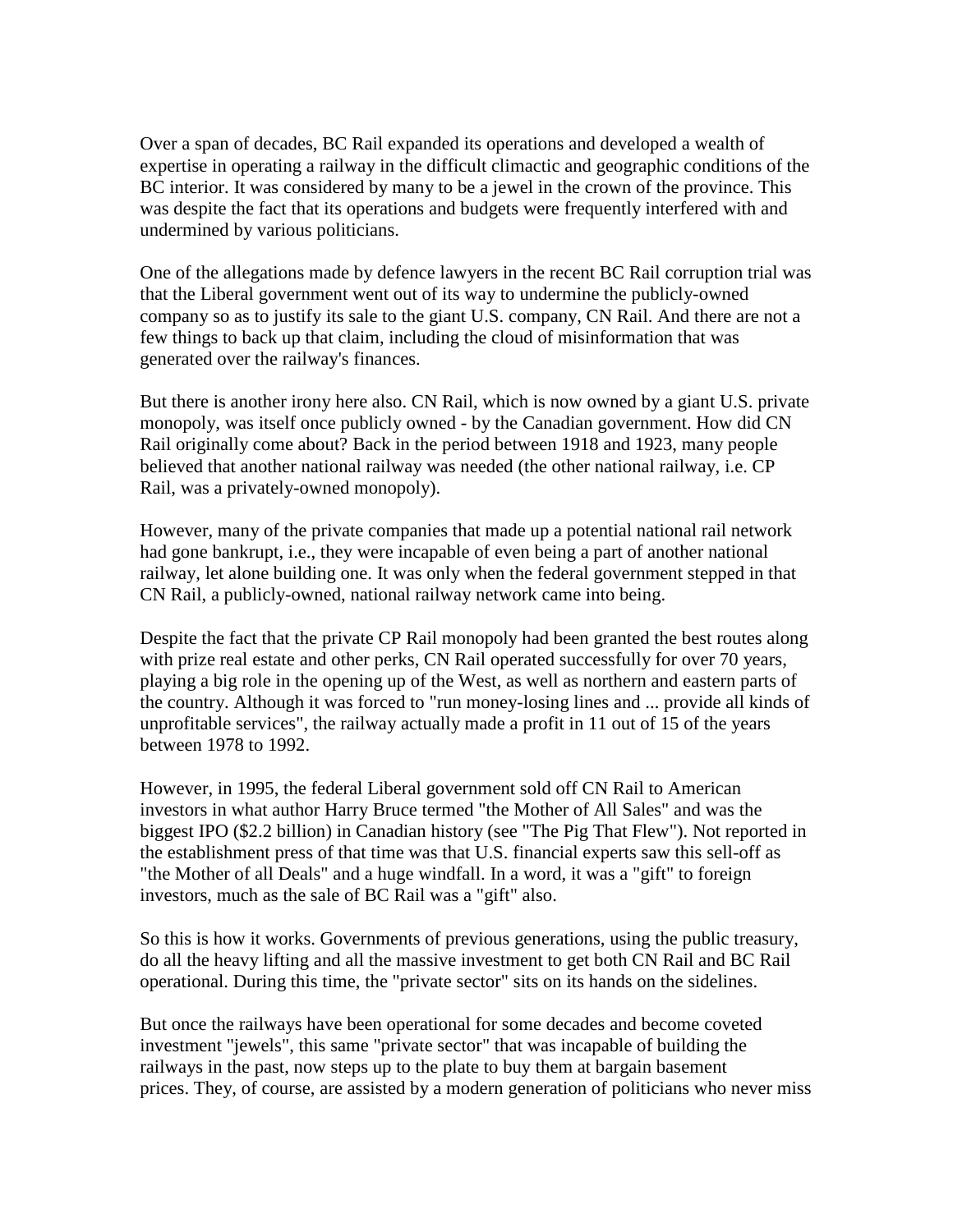Over a span of decades, BC Rail expanded its operations and developed a wealth of expertise in operating a railway in the difficult climactic and geographic conditions of the BC interior. It was considered by many to be a jewel in the crown of the province. This was despite the fact that its operations and budgets were frequently interfered with and undermined by various politicians.

One of the allegations made by defence lawyers in the recent BC Rail corruption trial was that the Liberal government went out of its way to undermine the publicly-owned company so as to justify its sale to the giant U.S. company, CN Rail. And there are not a few things to back up that claim, including the cloud of misinformation that was generated over the railway's finances.

But there is another irony here also. CN Rail, which is now owned by a giant U.S. private monopoly, was itself once publicly owned - by the Canadian government. How did CN Rail originally come about? Back in the period between 1918 and 1923, many people believed that another national railway was needed (the other national railway, i.e. CP Rail, was a privately-owned monopoly).

However, many of the private companies that made up a potential national rail network had gone bankrupt, i.e., they were incapable of even being a part of another national railway, let alone building one. It was only when the federal government stepped in that CN Rail, a publicly-owned, national railway network came into being.

Despite the fact that the private CP Rail monopoly had been granted the best routes along with prize real estate and other perks, CN Rail operated successfully for over 70 years, playing a big role in the opening up of the West, as well as northern and eastern parts of the country. Although it was forced to "run money-losing lines and ... provide all kinds of unprofitable services", the railway actually made a profit in 11 out of 15 of the years between 1978 to 1992.

However, in 1995, the federal Liberal government sold off CN Rail to American investors in what author Harry Bruce termed "the Mother of All Sales" and was the biggest IPO ($2.2 billion) in Canadian history (see "The Pig That Flew"). Not reported in the establishment press of that time was that U.S. financial experts saw this sell-off as "the Mother of all Deals" and a huge windfall. In a word, it was a "gift" to foreign investors, much as the sale of BC Rail was a "gift" also.

So this is how it works. Governments of previous generations, using the public treasury, do all the heavy lifting and all the massive investment to get both CN Rail and BC Rail operational. During this time, the "private sector" sits on its hands on the sidelines.

But once the railways have been operational for some decades and become coveted investment "jewels", this same "private sector" that was incapable of building the railways in the past, now steps up to the plate to buy them at bargain basement prices. They, of course, are assisted by a modern generation of politicians who never miss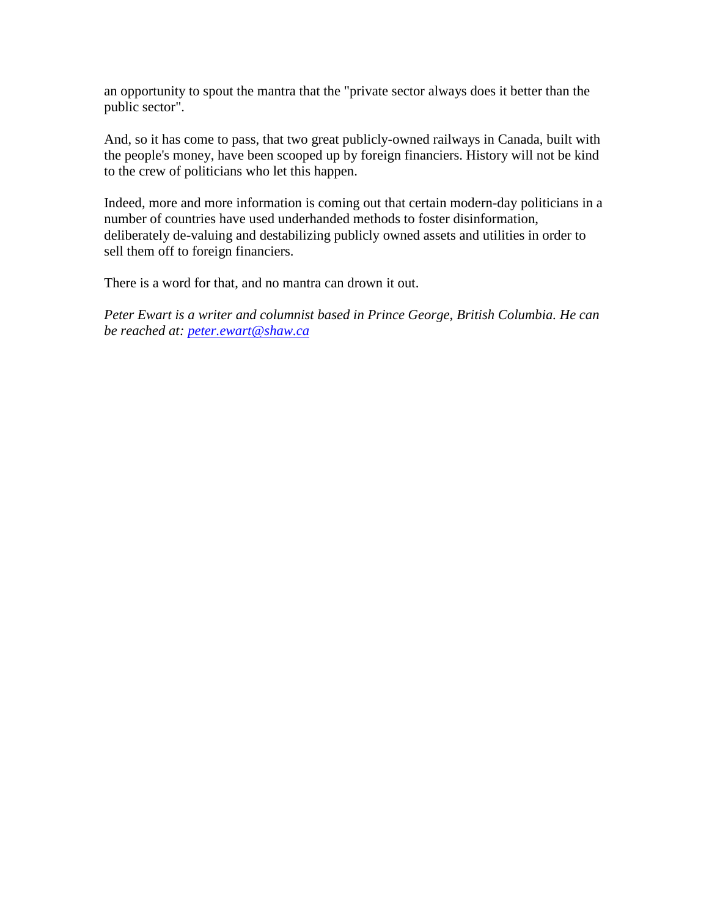an opportunity to spout the mantra that the "private sector always does it better than the public sector".

And, so it has come to pass, that two great publicly-owned railways in Canada, built with the people's money, have been scooped up by foreign financiers. History will not be kind to the crew of politicians who let this happen.

Indeed, more and more information is coming out that certain modern-day politicians in a number of countries have used underhanded methods to foster disinformation, deliberately de-valuing and destabilizing publicly owned assets and utilities in order to sell them off to foreign financiers.

There is a word for that, and no mantra can drown it out.

*Peter Ewart is a writer and columnist based in Prince George, British Columbia. He can be reached at: [peter.ewart@shaw.ca](mailto:peter.ewart@shaw.ca)*